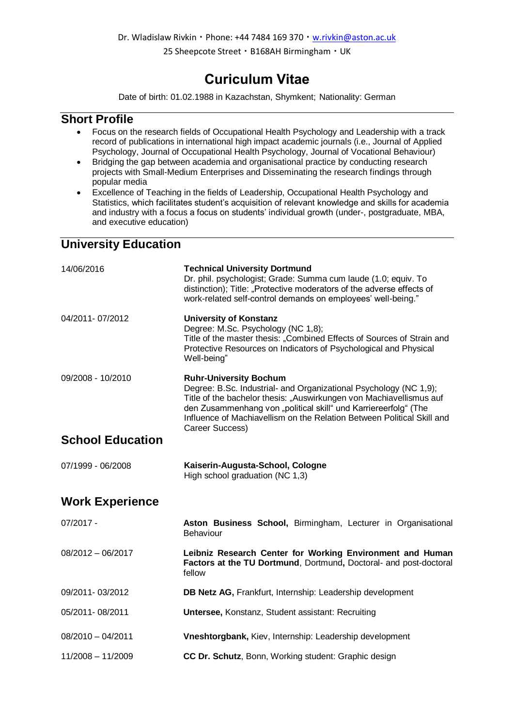Dr. Wladislaw Rivkin · Phone: +44 7484 169 370 · w.rivkin@aston.ac.uk

25 Sheepcote Street · B168AH Birmingham · UK

# Curiculum Vitae

Date of birth: 01.02.1988 in Kazachstan, Shymkent; Nationality: German

## Short Profile

- Focus on the research fields of Occupational Health Psychology and Leadership with a track record of publications in international high impact academic journals (i.e., Journal of Applied Psychology, Journal of Occupational Health Psychology, Journal of Vocational Behaviour)
- Bridging the gap between academia and organisational practice by conducting research projects with Small-Medium Enterprises and Disseminating the research findings through popular media
- Excellence of Teaching in the fields of Leadership, Occupational Health Psychology and Statistics, which facilitates student's acquisition of relevant knowledge and skills for academia and industry with a focus a focus on students' individual growth (under-, postgraduate, MBA, and executive education)

## University Education

| | |
|---|---|
| 14/06/2016 | **Technical University Dortmund**<br>Dr. phil. psychologist; Grade: Summa cum laude (1.0; equiv. To distinction); Title: „Protective moderators of the adverse effects of work-related self-control demands on employees' well-being." |
| 04/2011- 07/2012 | **University of Konstanz**<br>Degree: M.Sc. Psychology (NC 1,8);<br>Title of the master thesis: „Combined Effects of Sources of Strain and Protective Resources on Indicators of Psychological and Physical Well-being" |
| 09/2008 - 10/2010 | **Ruhr-University Bochum**<br>Degree: B.Sc. Industrial- and Organizational Psychology (NC 1,9);<br>Title of the bachelor thesis: „Auswirkungen von Machiavellismus auf den Zusammenhang von „political skill" und Karriereerfolg" (The Influence of Machiavellism on the Relation Between Political Skill and Career Success) |

## School Education

| | |
|---|---|
| 07/1999 - 06/2008 | **Kaiserin-Augusta-School, Cologne**<br>High school graduation (NC 1,3) |

## Work Experience

| | |
|---|---|
| 07/2017 - | **Aston Business School,** Birmingham, Lecturer in Organisational Behaviour |
| 08/2012 – 06/2017 | **Leibniz Research Center for Working Environment and Human Factors at the TU Dortmund**, Dortmund, Doctoral- and post-doctoral fellow |
| 09/2011- 03/2012 | **DB Netz AG,** Frankfurt, Internship: Leadership development |
| 05/2011- 08/2011 | **Untersee,** Konstanz, Student assistant: Recruiting |
| 08/2010 – 04/2011 | **Vneshtorgbank,** Kiev, Internship: Leadership development |
| 11/2008 – 11/2009 | **CC Dr. Schutz**, Bonn, Working student: Graphic design |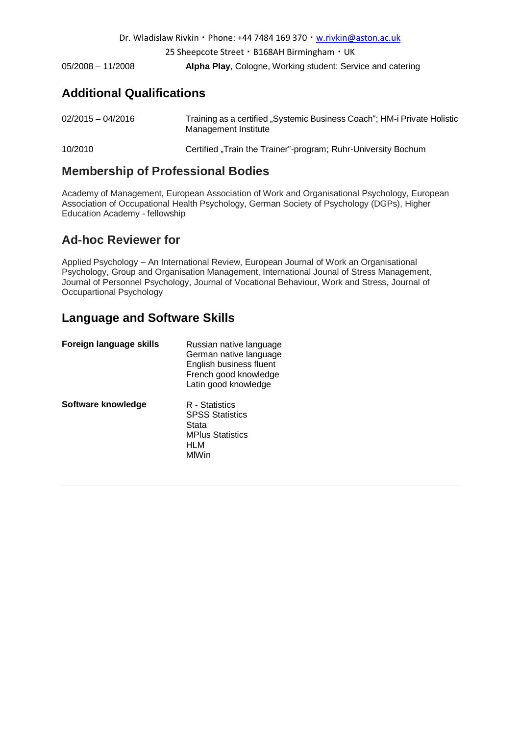| | |
|---|---|
| 05/2008 – 11/2008 | **Alpha Play**, Cologne, Working student: Service and catering |

## Additional Qualifications

| | |
|---|---|
| 02/2015 – 04/2016 | Training as a certified „Systemic Business Coach"; HM-i Private Holistic Management Institute |
| 10/2010 | Certified „Train the Trainer"-program; Ruhr-University Bochum |

## Membership of Professional Bodies

Academy of Management, European Association of Work and Organisational Psychology, European Association of Occupational Health Psychology, German Society of Psychology (DGPs), Higher Education Academy - fellowship

## Ad-hoc Reviewer for

Applied Psychology – An International Review, European Journal of Work an Organisational Psychology, Group and Organisation Management, International Jounal of Stress Management, Journal of Personnel Psychology, Journal of Vocational Behaviour, Work and Stress, Journal of Occupartional Psychology

## Language and Software Skills

**Foreign language skills**

Russian native language
German native language
English business fluent
French good knowledge
Latin good knowledge

**Software knowledge**

R - Statistics
SPSS Statistics
Stata
MPlus Statistics
HLM
MlWin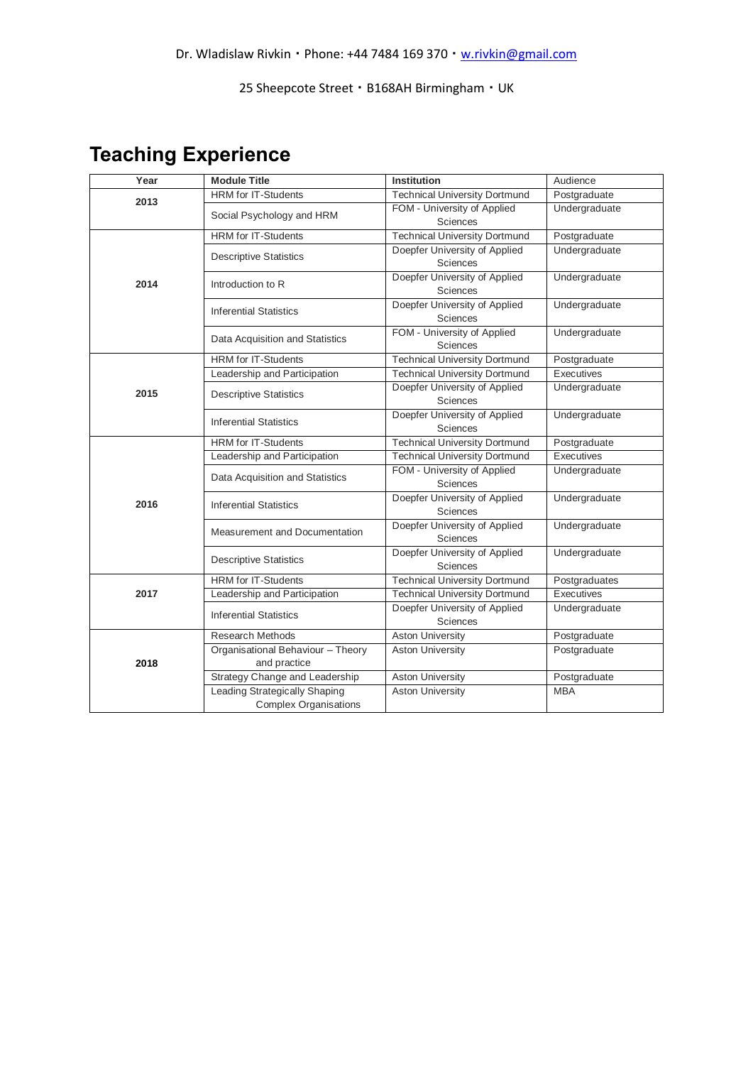Dr. Wladislaw Rivkin・Phone: +44 7484 169 370・w.rivkin@gmail.com

25 Sheepcote Street・B168AH Birmingham・UK

# Teaching Experience

| Year | Module Title | Institution | Audience |
|---|---|---|---|
| 2013 | HRM for IT-Students | Technical University Dortmund | Postgraduate |
| | Social Psychology and HRM | FOM - University of Applied Sciences | Undergraduate |
| 2014 | HRM for IT-Students | Technical University Dortmund | Postgraduate |
| | Descriptive Statistics | Doepfer University of Applied Sciences | Undergraduate |
| | Introduction to R | Doepfer University of Applied Sciences | Undergraduate |
| | Inferential Statistics | Doepfer University of Applied Sciences | Undergraduate |
| | Data Acquisition and Statistics | FOM - University of Applied Sciences | Undergraduate |
| 2015 | HRM for IT-Students | Technical University Dortmund | Postgraduate |
| | Leadership and Participation | Technical University Dortmund | Executives |
| | Descriptive Statistics | Doepfer University of Applied Sciences | Undergraduate |
| | Inferential Statistics | Doepfer University of Applied Sciences | Undergraduate |
| 2016 | HRM for IT-Students | Technical University Dortmund | Postgraduate |
| | Leadership and Participation | Technical University Dortmund | Executives |
| | Data Acquisition and Statistics | FOM - University of Applied Sciences | Undergraduate |
| | Inferential Statistics | Doepfer University of Applied Sciences | Undergraduate |
| | Measurement and Documentation | Doepfer University of Applied Sciences | Undergraduate |
| | Descriptive Statistics | Doepfer University of Applied Sciences | Undergraduate |
| 2017 | HRM for IT-Students | Technical University Dortmund | Postgraduates |
| | Leadership and Participation | Technical University Dortmund | Executives |
| | Inferential Statistics | Doepfer University of Applied Sciences | Undergraduate |
| 2018 | Research Methods | Aston University | Postgraduate |
| | Organisational Behaviour – Theory and practice | Aston University | Postgraduate |
| | Strategy Change and Leadership | Aston University | Postgraduate |
| | Leading Strategically Shaping Complex Organisations | Aston University | MBA |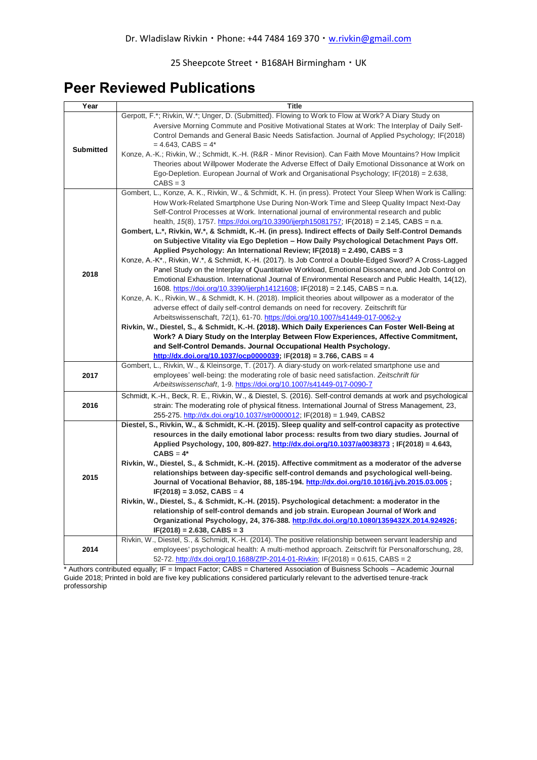Dr. Wladislaw Rivkin ・ Phone: +44 7484 169 370 ・ w.rivkin@gmail.com

25 Sheepcote Street ・ B168AH Birmingham ・ UK

# Peer Reviewed Publications

| Year | Title |
|---|---|
| **Submitted** | Gerpott, F.*; Rivkin, W.*; Unger, D. (Submitted). Flowing to Work to Flow at Work? A Diary Study on Aversive Morning Commute and Positive Motivational States at Work: The Interplay of Daily Self-Control Demands and General Basic Needs Satisfaction. Journal of Applied Psychology; IF(2018) = 4.643, CABS = 4*<br>Konze, A.-K.; Rivkin, W.; Schmidt, K.-H. (R&R - Minor Revision). Can Faith Move Mountains? How Implicit Theories about Willpower Moderate the Adverse Effect of Daily Emotional Dissonance at Work on Ego-Depletion. European Journal of Work and Organisational Psychology; IF(2018) = 2.638, CABS = 3 |
| **2018** | Gombert, L., Konze, A. K., Rivkin, W., & Schmidt, K. H. (in press). Protect Your Sleep When Work is Calling: How Work-Related Smartphone Use During Non-Work Time and Sleep Quality Impact Next-Day Self-Control Processes at Work. International journal of environmental research and public health, *15*(8), 1757. https://doi.org/10.3390/ijerph15081757; IF(2018) = 2.145, CABS = n.a.<br>**Gombert, L.*, Rivkin, W.*, & Schmidt, K.-H. (in press). Indirect effects of Daily Self-Control Demands on Subjective Vitality via Ego Depletion – How Daily Psychological Detachment Pays Off. Applied Psychology: An International Review; IF(2018) = 2.490, CABS = 3**<br>Konze, A.-K*., Rivkin, W.*, & Schmidt, K.-H. (2017). Is Job Control a Double-Edged Sword? A Cross-Lagged Panel Study on the Interplay of Quantitative Workload, Emotional Dissonance, and Job Control on Emotional Exhaustion. International Journal of Environmental Research and Public Health, 14(12), 1608. https://doi.org/10.3390/ijerph14121608; IF(2018) = 2.145, CABS = n.a.<br>Konze, A. K., Rivkin, W., & Schmidt, K. H. (2018). Implicit theories about willpower as a moderator of the adverse effect of daily self-control demands on need for recovery. Zeitschrift für Arbeitswissenschaft, 72(1), 61-70. https://doi.org/10.1007/s41449-017-0062-y<br>**Rivkin, W., Diestel, S., & Schmidt, K.-H. (2018). Which Daily Experiences Can Foster Well-Being at Work? A Diary Study on the Interplay Between Flow Experiences, Affective Commitment, and Self-Control Demands. Journal Occupational Health Psychology. http://dx.doi.org/10.1037/ocp0000039; IF(2018) = 3.766, CABS = 4** |
| **2017** | Gombert, L., Rivkin, W., & Kleinsorge, T. (2017). A diary-study on work-related smartphone use and employees' well-being: the moderating role of basic need satisfaction. *Zeitschrift für Arbeitswissenschaft*, 1-9. https://doi.org/10.1007/s41449-017-0090-7 |
| **2016** | Schmidt, K.-H., Beck, R. E., Rivkin, W., & Diestel, S. (2016). Self-control demands at work and psychological strain: The moderating role of physical fitness. International Journal of Stress Management, 23, 255-275. http://dx.doi.org/10.1037/str0000012; IF(2018) = 1.949, CABS2 |
| **2015** | **Diestel, S., Rivkin, W., & Schmidt, K.-H. (2015). Sleep quality and self-control capacity as protective resources in the daily emotional labor process: results from two diary studies. Journal of Applied Psychology, 100, 809-827. http://dx.doi.org/10.1037/a0038373 ; IF(2018) = 4.643, CABS = 4***<br>**Rivkin, W., Diestel, S., & Schmidt, K.-H. (2015). Affective commitment as a moderator of the adverse relationships between day-specific self-control demands and psychological well-being. Journal of Vocational Behavior, 88, 185-194. http://dx.doi.org/10.1016/j.jvb.2015.03.005 ; IF(2018) = 3.052, CABS = 4**<br>**Rivkin, W., Diestel, S., & Schmidt, K.-H. (2015). Psychological detachment: a moderator in the relationship of self-control demands and job strain. European Journal of Work and Organizational Psychology, 24, 376-388. http://dx.doi.org/10.1080/1359432X.2014.924926; IF(2018) = 2.638, CABS = 3** |
| **2014** | Rivkin, W., Diestel, S., & Schmidt, K.-H. (2014). The positive relationship between servant leadership and employees' psychological health: A multi-method approach. Zeitschrift für Personalforschung, 28, 52-72. http://dx.doi.org/10.1688/ZfP-2014-01-Rivkin; IF(2018) = 0.615, CABS = 2 |

* Authors contributed equally; IF = Impact Factor; CABS = Chartered Association of Buisness Schools – Academic Journal Guide 2018; Printed in bold are five key publications considered particularly relevant to the advertised tenure-track professorship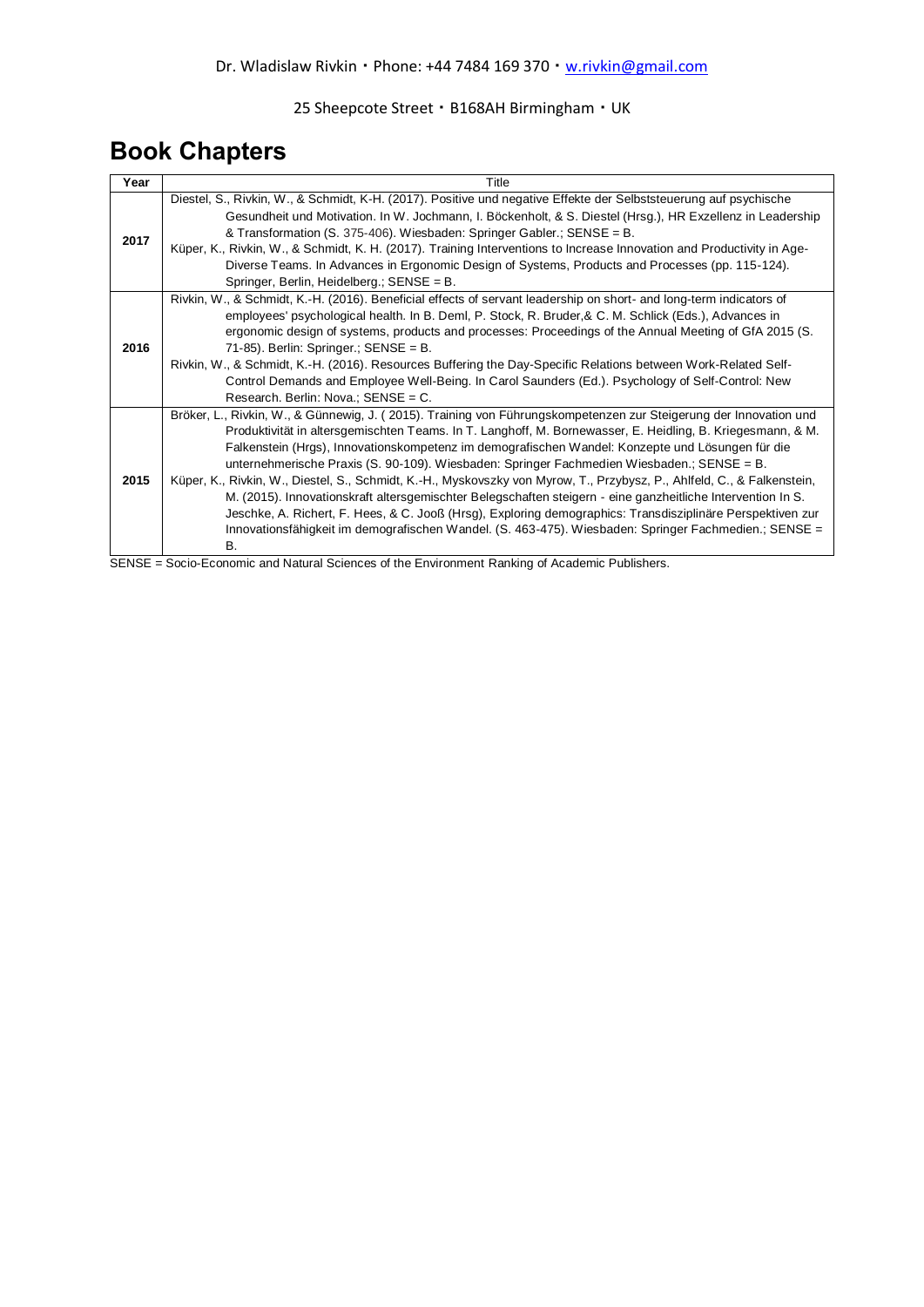Dr. Wladislaw Rivkin・Phone: +44 7484 169 370・w.rivkin@gmail.com

25 Sheepcote Street・B168AH Birmingham・UK

# Book Chapters

| Year | Title |
|---|---|
| 2017 | Diestel, S., Rivkin, W., & Schmidt, K-H. (2017). Positive und negative Effekte der Selbststeuerung auf psychische Gesundheit und Motivation. In W. Jochmann, I. Böckenholt, & S. Diestel (Hrsg.), HR Exzellenz in Leadership & Transformation (S. 375-406). Wiesbaden: Springer Gabler.; SENSE = B.<br>Küper, K., Rivkin, W., & Schmidt, K. H. (2017). Training Interventions to Increase Innovation and Productivity in Age-Diverse Teams. In Advances in Ergonomic Design of Systems, Products and Processes (pp. 115-124). Springer, Berlin, Heidelberg.; SENSE = B. |
| 2016 | Rivkin, W., & Schmidt, K.-H. (2016). Beneficial effects of servant leadership on short- and long-term indicators of employees' psychological health. In B. Deml, P. Stock, R. Bruder,& C. M. Schlick (Eds.), Advances in ergonomic design of systems, products and processes: Proceedings of the Annual Meeting of GfA 2015 (S. 71-85). Berlin: Springer.; SENSE = B.<br>Rivkin, W., & Schmidt, K.-H. (2016). Resources Buffering the Day-Specific Relations between Work-Related Self-Control Demands and Employee Well-Being. In Carol Saunders (Ed.). Psychology of Self-Control: New Research. Berlin: Nova.; SENSE = C. |
| 2015 | Bröker, L., Rivkin, W., & Günnewig, J. ( 2015). Training von Führungskompetenzen zur Steigerung der Innovation und Produktivität in altersgemischten Teams. In T. Langhoff, M. Bornewasser, E. Heidling, B. Kriegesmann, & M. Falkenstein (Hrgs), Innovationskompetenz im demografischen Wandel: Konzepte und Lösungen für die unternehmerische Praxis (S. 90-109). Wiesbaden: Springer Fachmedien Wiesbaden.; SENSE = B.<br>Küper, K., Rivkin, W., Diestel, S., Schmidt, K.-H., Myskovszky von Myrow, T., Przybysz, P., Ahlfeld, C., & Falkenstein, M. (2015). Innovationskraft altersgemischter Belegschaften steigern - eine ganzheitliche Intervention In S. Jeschke, A. Richert, F. Hees, & C. Jooß (Hrsg), Exploring demographics: Transdisziplinäre Perspektiven zur Innovationsfähigkeit im demografischen Wandel. (S. 463-475). Wiesbaden: Springer Fachmedien.; SENSE = B. |

SENSE = Socio-Economic and Natural Sciences of the Environment Ranking of Academic Publishers.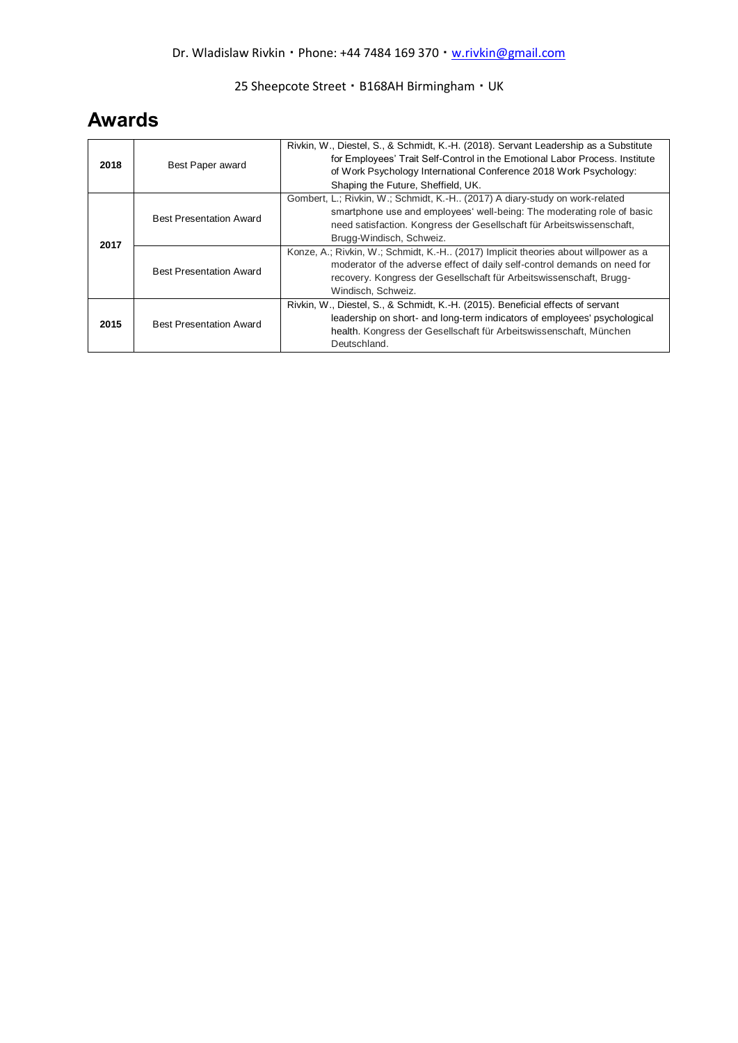Dr. Wladislaw Rivkin・Phone: +44 7484 169 370・w.rivkin@gmail.com

25 Sheepcote Street・B168AH Birmingham・UK

# Awards

| | | |
|---|---|---|
| **2018** | Best Paper award | Rivkin, W., Diestel, S., & Schmidt, K.-H. (2018). Servant Leadership as a Substitute for Employees' Trait Self-Control in the Emotional Labor Process. Institute of Work Psychology International Conference 2018 Work Psychology: Shaping the Future, Sheffield, UK. |
| **2017** | Best Presentation Award | Gombert, L.; Rivkin, W.; Schmidt, K.-H.. (2017) A diary-study on work-related smartphone use and employees' well-being: The moderating role of basic need satisfaction. Kongress der Gesellschaft für Arbeitswissenschaft, Brugg-Windisch, Schweiz. |
| | Best Presentation Award | Konze, A.; Rivkin, W.; Schmidt, K.-H.. (2017) Implicit theories about willpower as a moderator of the adverse effect of daily self-control demands on need for recovery. Kongress der Gesellschaft für Arbeitswissenschaft, Brugg-Windisch, Schweiz. |
| **2015** | Best Presentation Award | Rivkin, W., Diestel, S., & Schmidt, K.-H. (2015). Beneficial effects of servant leadership on short- and long-term indicators of employees' psychological health. Kongress der Gesellschaft für Arbeitswissenschaft, München Deutschland. |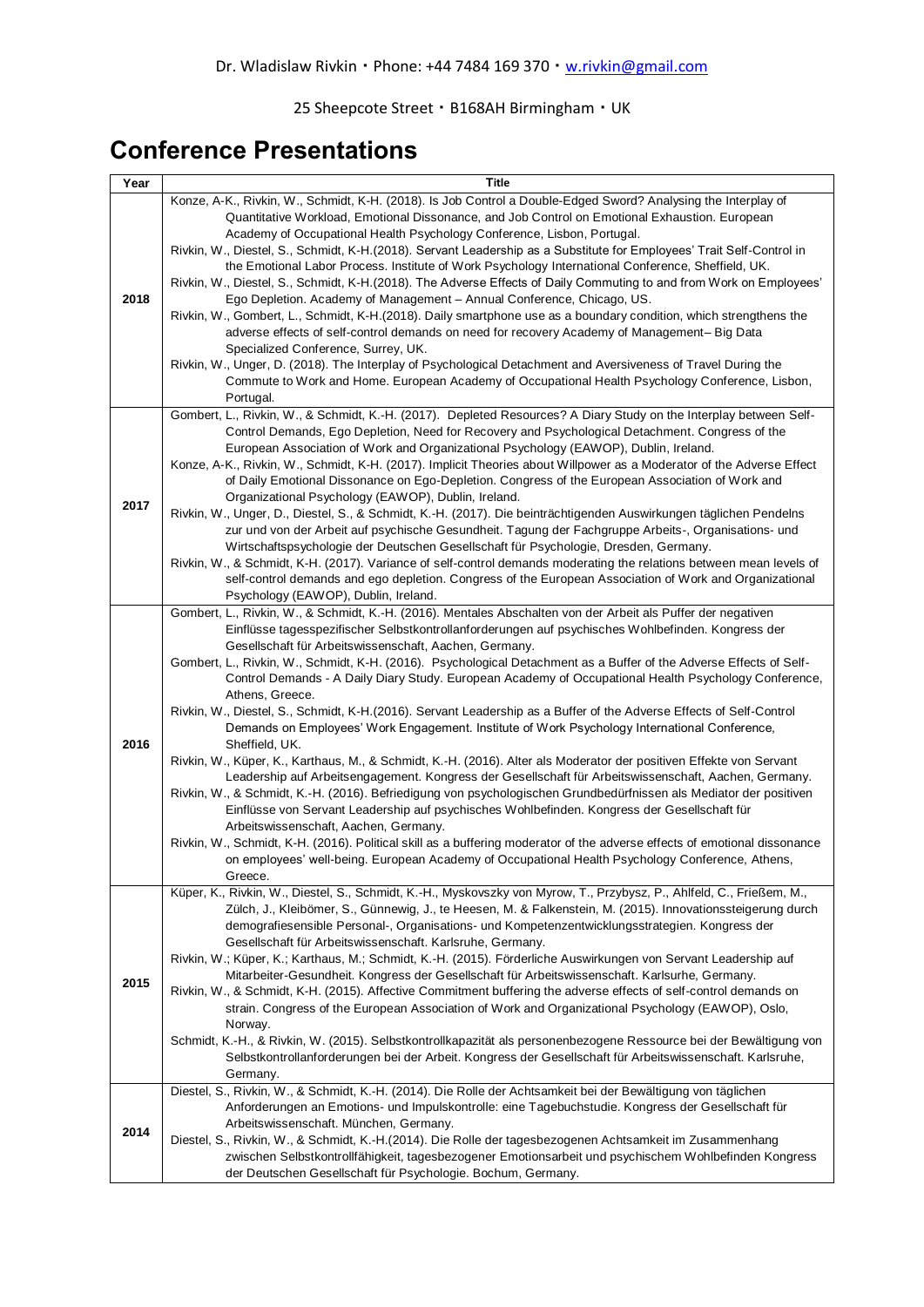Dr. Wladislaw Rivkin・Phone: +44 7484 169 370・w.rivkin@gmail.com

25 Sheepcote Street・B168AH Birmingham・UK

## Conference Presentations

| Year | Title |
|---|---|
| 2018 | Konze, A-K., Rivkin, W., Schmidt, K-H. (2018). Is Job Control a Double-Edged Sword? Analysing the Interplay of Quantitative Workload, Emotional Dissonance, and Job Control on Emotional Exhaustion. European Academy of Occupational Health Psychology Conference, Lisbon, Portugal.<br>Rivkin, W., Diestel, S., Schmidt, K-H.(2018). Servant Leadership as a Substitute for Employees' Trait Self-Control in the Emotional Labor Process. Institute of Work Psychology International Conference, Sheffield, UK.<br>Rivkin, W., Diestel, S., Schmidt, K-H.(2018). The Adverse Effects of Daily Commuting to and from Work on Employees' Ego Depletion. Academy of Management – Annual Conference, Chicago, US.<br>Rivkin, W., Gombert, L., Schmidt, K-H.(2018). Daily smartphone use as a boundary condition, which strengthens the adverse effects of self-control demands on need for recovery Academy of Management– Big Data Specialized Conference, Surrey, UK.<br>Rivkin, W., Unger, D. (2018). The Interplay of Psychological Detachment and Aversiveness of Travel During the Commute to Work and Home. European Academy of Occupational Health Psychology Conference, Lisbon, Portugal. |
| 2017 | Gombert, L., Rivkin, W., & Schmidt, K.-H. (2017). Depleted Resources? A Diary Study on the Interplay between Self-Control Demands, Ego Depletion, Need for Recovery and Psychological Detachment. Congress of the European Association of Work and Organizational Psychology (EAWOP), Dublin, Ireland.<br>Konze, A-K., Rivkin, W., Schmidt, K-H. (2017). Implicit Theories about Willpower as a Moderator of the Adverse Effect of Daily Emotional Dissonance on Ego-Depletion. Congress of the European Association of Work and Organizational Psychology (EAWOP), Dublin, Ireland.<br>Rivkin, W., Unger, D., Diestel, S., & Schmidt, K.-H. (2017). Die beinträchtigenden Auswirkungen täglichen Pendelns zur und von der Arbeit auf psychische Gesundheit. Tagung der Fachgruppe Arbeits-, Organisations- und Wirtschaftspsychologie der Deutschen Gesellschaft für Psychologie, Dresden, Germany.<br>Rivkin, W., & Schmidt, K-H. (2017). Variance of self-control demands moderating the relations between mean levels of self-control demands and ego depletion. Congress of the European Association of Work and Organizational Psychology (EAWOP), Dublin, Ireland. |
| 2016 | Gombert, L., Rivkin, W., & Schmidt, K.-H. (2016). Mentales Abschalten von der Arbeit als Puffer der negativen Einflüsse tagesspezifischer Selbstkontrollanforderungen auf psychisches Wohlbefinden. Kongress der Gesellschaft für Arbeitswissenschaft, Aachen, Germany.<br>Gombert, L., Rivkin, W., Schmidt, K-H. (2016). Psychological Detachment as a Buffer of the Adverse Effects of Self-Control Demands - A Daily Diary Study. European Academy of Occupational Health Psychology Conference, Athens, Greece.<br>Rivkin, W., Diestel, S., Schmidt, K-H.(2016). Servant Leadership as a Buffer of the Adverse Effects of Self-Control Demands on Employees' Work Engagement. Institute of Work Psychology International Conference, Sheffield, UK.<br>Rivkin, W., Küper, K., Karthaus, M., & Schmidt, K.-H. (2016). Alter als Moderator der positiven Effekte von Servant Leadership auf Arbeitsengagement. Kongress der Gesellschaft für Arbeitswissenschaft, Aachen, Germany.<br>Rivkin, W., & Schmidt, K.-H. (2016). Befriedigung von psychologischen Grundbedürfnissen als Mediator der positiven Einflüsse von Servant Leadership auf psychisches Wohlbefinden. Kongress der Gesellschaft für Arbeitswissenschaft, Aachen, Germany.<br>Rivkin, W., Schmidt, K-H. (2016). Political skill as a buffering moderator of the adverse effects of emotional dissonance on employees' well-being. European Academy of Occupational Health Psychology Conference, Athens, Greece. |
| 2015 | Küper, K., Rivkin, W., Diestel, S., Schmidt, K.-H., Myskovszky von Myrow, T., Przybysz, P., Ahlfeld, C., Frießem, M., Zülch, J., Kleibömer, S., Günnewig, J., te Heesen, M. & Falkenstein, M. (2015). Innovationssteigerung durch demografiesensible Personal-, Organisations- und Kompetenzentwicklungsstrategien. Kongress der Gesellschaft für Arbeitswissenschaft. Karlsruhe, Germany.<br>Rivkin, W.; Küper, K.; Karthaus, M.; Schmidt, K.-H. (2015). Förderliche Auswirkungen von Servant Leadership auf Mitarbeiter-Gesundheit. Kongress der Gesellschaft für Arbeitswissenschaft. Karlsurhe, Germany.<br>Rivkin, W., & Schmidt, K-H. (2015). Affective Commitment buffering the adverse effects of self-control demands on strain. Congress of the European Association of Work and Organizational Psychology (EAWOP), Oslo, Norway.<br>Schmidt, K.-H., & Rivkin, W. (2015). Selbstkontrollkapazität als personenbezogene Ressource bei der Bewältigung von Selbstkontrollanforderungen bei der Arbeit. Kongress der Gesellschaft für Arbeitswissenschaft. Karlsruhe, Germany. |
| 2014 | Diestel, S., Rivkin, W., & Schmidt, K.-H. (2014). Die Rolle der Achtsamkeit bei der Bewältigung von täglichen Anforderungen an Emotions- und Impulskontrolle: eine Tagebuchstudie. Kongress der Gesellschaft für Arbeitswissenschaft. München, Germany.<br>Diestel, S., Rivkin, W., & Schmidt, K.-H.(2014). Die Rolle der tagesbezogenen Achtsamkeit im Zusammenhang zwischen Selbstkontrollfähigkeit, tagesbezogener Emotionsarbeit und psychischem Wohlbefinden Kongress der Deutschen Gesellschaft für Psychologie. Bochum, Germany. |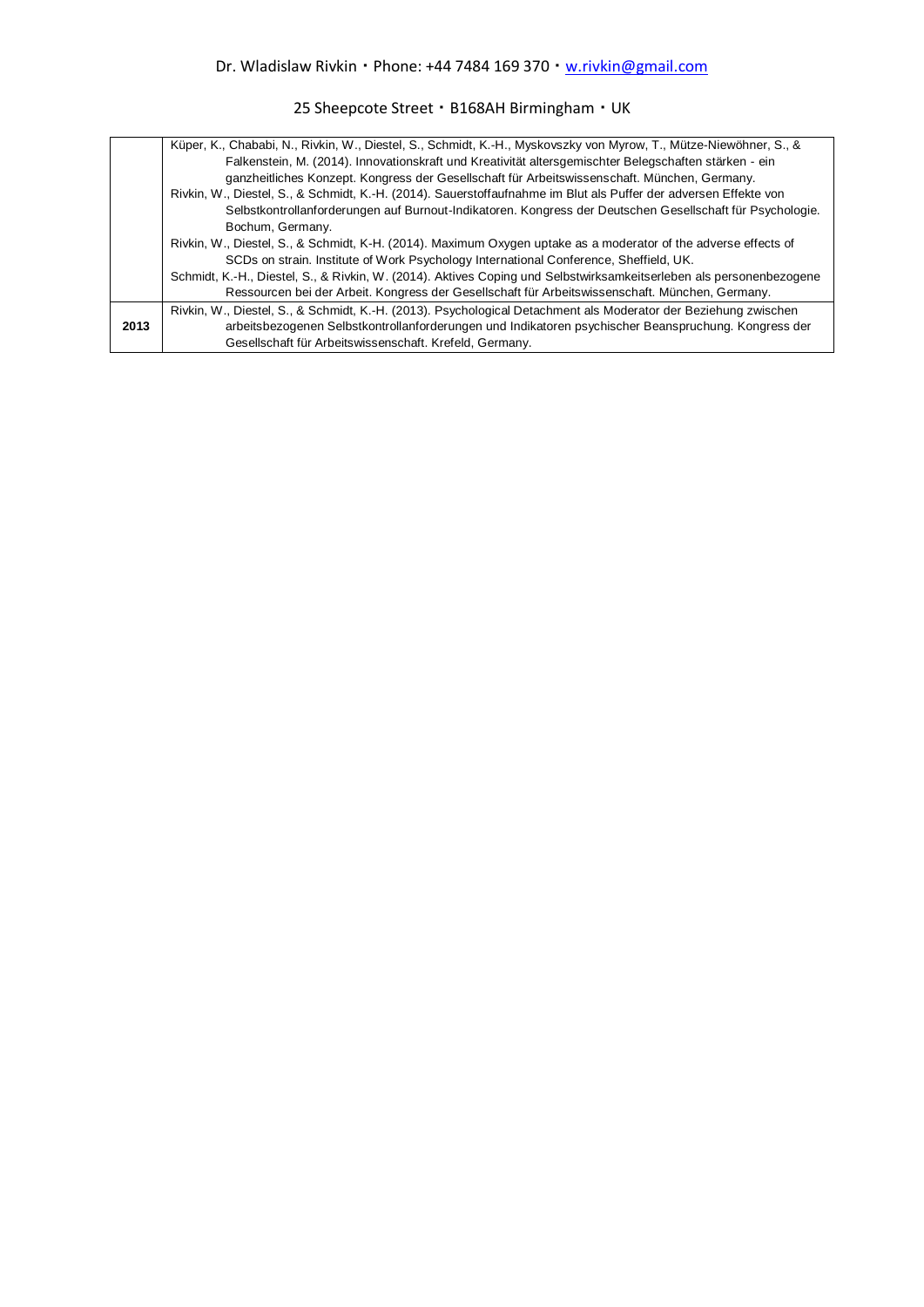| | |
|---|---|
| | Küper, K., Chababi, N., Rivkin, W., Diestel, S., Schmidt, K.-H., Myskovszky von Myrow, T., Mütze-Niewöhner, S., & Falkenstein, M. (2014). Innovationskraft und Kreativität altersgemischter Belegschaften stärken - ein ganzheitliches Konzept. Kongress der Gesellschaft für Arbeitswissenschaft. München, Germany.<br>Rivkin, W., Diestel, S., & Schmidt, K.-H. (2014). Sauerstoffaufnahme im Blut als Puffer der adversen Effekte von Selbstkontrollanforderungen auf Burnout-Indikatoren. Kongress der Deutschen Gesellschaft für Psychologie. Bochum, Germany.<br>Rivkin, W., Diestel, S., & Schmidt, K-H. (2014). Maximum Oxygen uptake as a moderator of the adverse effects of SCDs on strain. Institute of Work Psychology International Conference, Sheffield, UK.<br>Schmidt, K.-H., Diestel, S., & Rivkin, W. (2014). Aktives Coping und Selbstwirksamkeitserleben als personenbezogene Ressourcen bei der Arbeit. Kongress der Gesellschaft für Arbeitswissenschaft. München, Germany. |
| **2013** | Rivkin, W., Diestel, S., & Schmidt, K.-H. (2013). Psychological Detachment als Moderator der Beziehung zwischen arbeitsbezogenen Selbstkontrollanforderungen und Indikatoren psychischer Beanspruchung. Kongress der Gesellschaft für Arbeitswissenschaft. Krefeld, Germany. |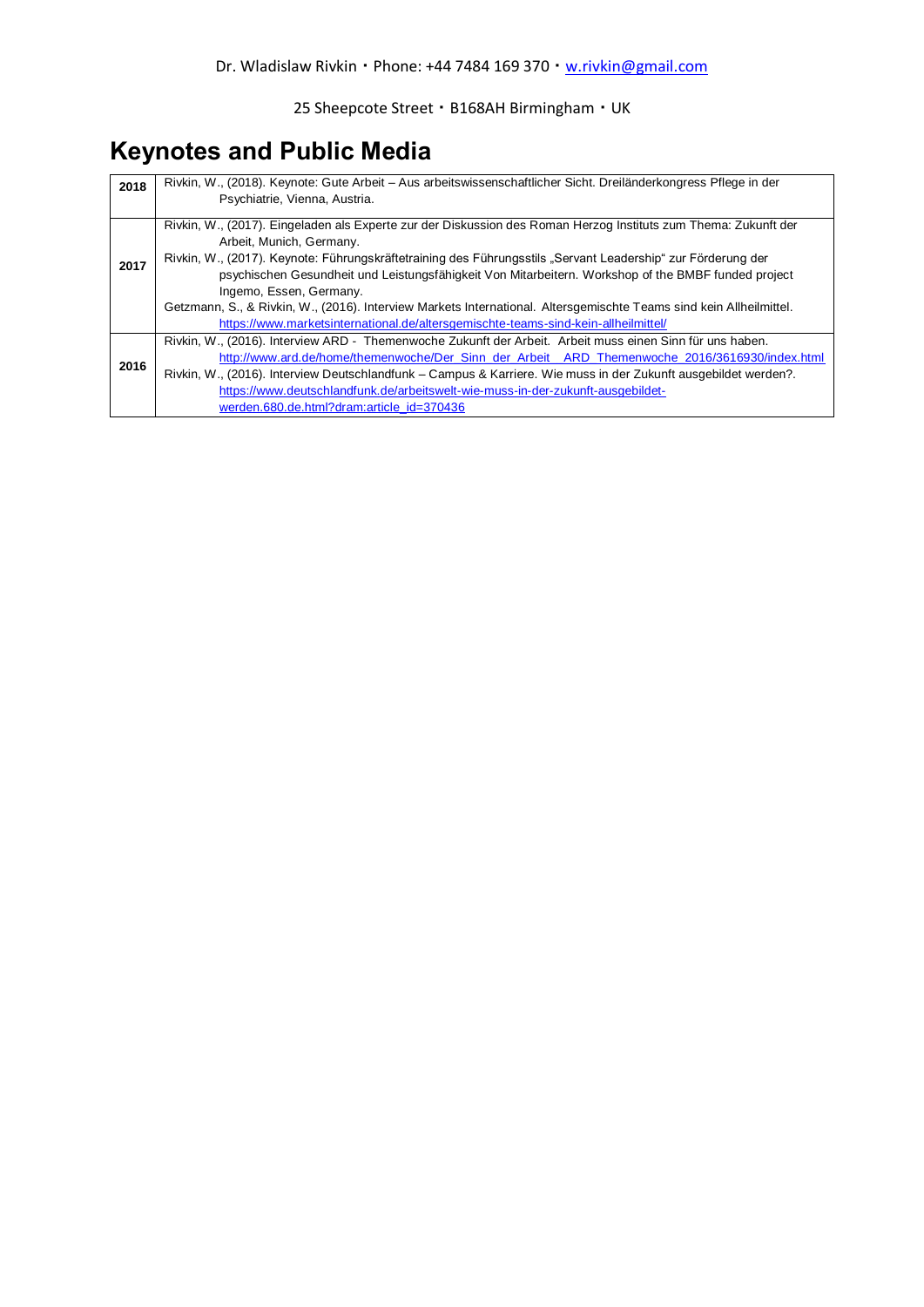Dr. Wladislaw Rivkin・Phone: +44 7484 169 370・w.rivkin@gmail.com

25 Sheepcote Street・B168AH Birmingham・UK

# Keynotes and Public Media

| Year | Entry |
|---|---|
| 2018 | Rivkin, W., (2018). Keynote: Gute Arbeit – Aus arbeitswissenschaftlicher Sicht. Dreiländerkongress Pflege in der Psychiatrie, Vienna, Austria. |
| 2017 | Rivkin, W., (2017). Eingeladen als Experte zur der Diskussion des Roman Herzog Instituts zum Thema: Zukunft der Arbeit, Munich, Germany.<br>Rivkin, W., (2017). Keynote: Führungskräftetraining des Führungsstils „Servant Leadership" zur Förderung der psychischen Gesundheit und Leistungsfähigkeit Von Mitarbeitern. Workshop of the BMBF funded project Ingemo, Essen, Germany.<br>Getzmann, S., & Rivkin, W., (2016). Interview Markets International. Altersgemischte Teams sind kein Allheilmittel. https://www.marketsinternational.de/altersgemischte-teams-sind-kein-allheilmittel/ |
| 2016 | Rivkin, W., (2016). Interview ARD - Themenwoche Zukunft der Arbeit. Arbeit muss einen Sinn für uns haben. http://www.ard.de/home/themenwoche/Der_Sinn_der_Arbeit__ARD_Themenwoche_2016/3616930/index.html<br>Rivkin, W., (2016). Interview Deutschlandfunk – Campus & Karriere. Wie muss in der Zukunft ausgebildet werden?. https://www.deutschlandfunk.de/arbeitswelt-wie-muss-in-der-zukunft-ausgebildet-werden.680.de.html?dram:article_id=370436 |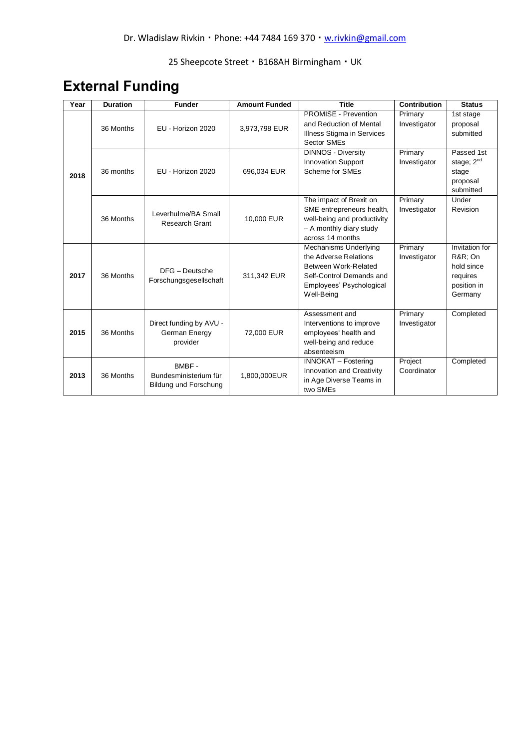Dr. Wladislaw Rivkin・Phone: +44 7484 169 370・w.rivkin@gmail.com

25 Sheepcote Street・B168AH Birmingham・UK

# External Funding

| Year | Duration | Funder | Amount Funded | Title | Contribution | Status |
| --- | --- | --- | --- | --- | --- | --- |
| 2018 | 36 Months | EU - Horizon 2020 | 3,973,798 EUR | PROMISE - Prevention and Reduction of Mental Illness Stigma in Services Sector SMEs | Primary Investigator | 1st stage proposal submitted |
| | 36 months | EU - Horizon 2020 | 696,034 EUR | DINNOS - Diversity Innovation Support Scheme for SMEs | Primary Investigator | Passed 1st stage; 2nd stage proposal submitted |
| | 36 Months | Leverhulme/BA Small Research Grant | 10,000 EUR | The impact of Brexit on SME entrepreneurs health, well-being and productivity – A monthly diary study across 14 months | Primary Investigator | Under Revision |
| 2017 | 36 Months | DFG – Deutsche Forschungsgesellschaft | 311,342 EUR | Mechanisms Underlying the Adverse Relations Between Work-Related Self-Control Demands and Employees' Psychological Well-Being | Primary Investigator | Invitation for R&R; On hold since requires position in Germany |
| 2015 | 36 Months | Direct funding by AVU - German Energy provider | 72,000 EUR | Assessment and Interventions to improve employees' health and well-being and reduce absenteeism | Primary Investigator | Completed |
| 2013 | 36 Months | BMBF - Bundesministerium für Bildung und Forschung | 1,800,000EUR | INNOKAT – Fostering Innovation and Creativity in Age Diverse Teams in two SMEs | Project Coordinator | Completed |